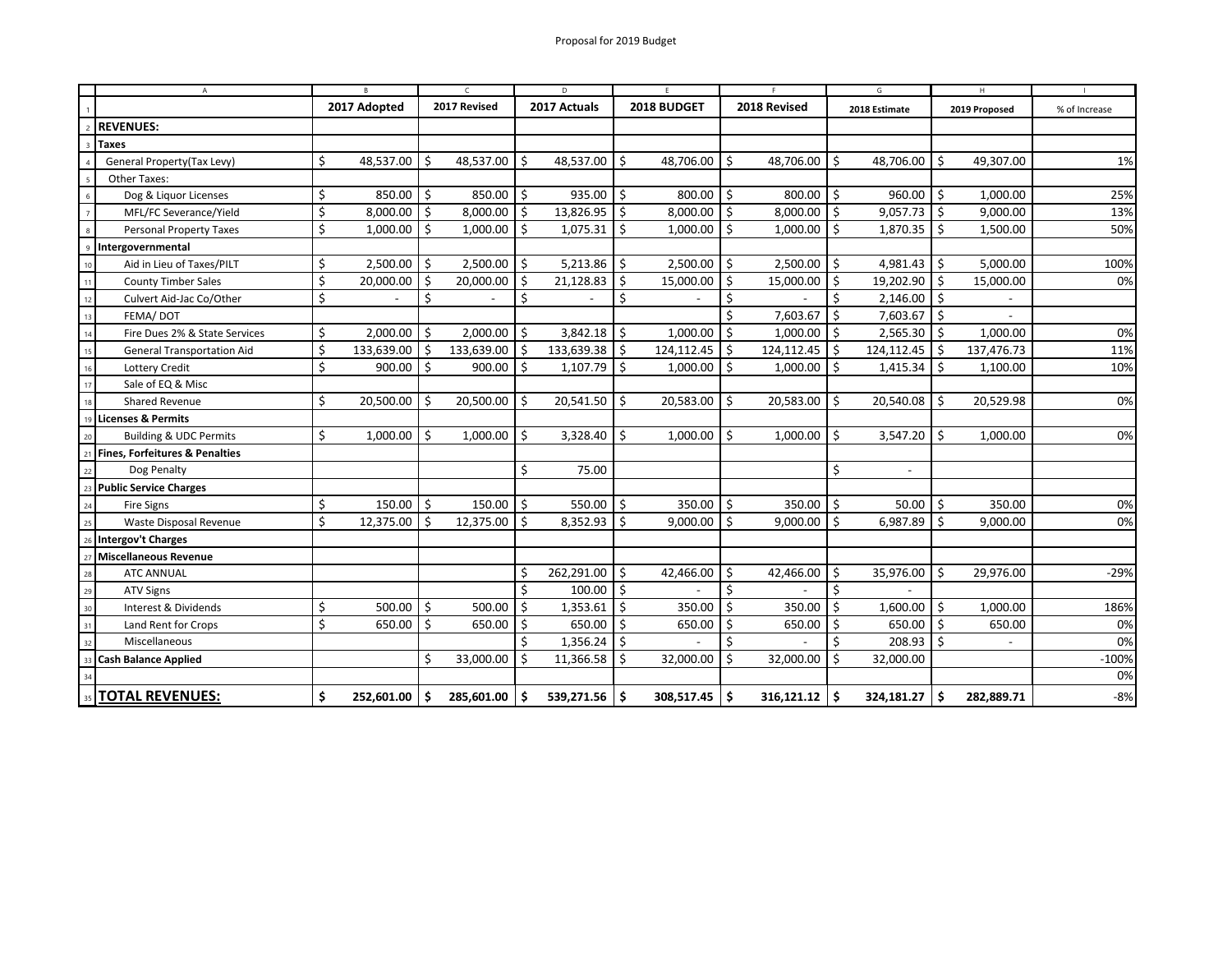Proposal for 2019 Budget

| | 2017 Adopted | 2017 Revised | 2017 Actuals | 2018 BUDGET | 2018 Revised | 2018 Estimate | 2019 Proposed | % of Increase |
|---|---|---|---|---|---|---|---|---|
| **REVENUES:** | | | | | | | | |
| **Taxes** | | | | | | | | |
| General Property(Tax Levy) | $ 48,537.00 | $ 48,537.00 | $ 48,537.00 | $ 48,706.00 | $ 48,706.00 | $ 48,706.00 | $ 49,307.00 | 1% |
| Other Taxes: | | | | | | | | |
| Dog & Liquor Licenses | $ 850.00 | $ 850.00 | $ 935.00 | $ 800.00 | $ 800.00 | $ 960.00 | $ 1,000.00 | 25% |
| MFL/FC Severance/Yield | $ 8,000.00 | $ 8,000.00 | $ 13,826.95 | $ 8,000.00 | $ 8,000.00 | $ 9,057.73 | $ 9,000.00 | 13% |
| Personal Property Taxes | $ 1,000.00 | $ 1,000.00 | $ 1,075.31 | $ 1,000.00 | $ 1,000.00 | $ 1,870.35 | $ 1,500.00 | 50% |
| **Intergovernmental** | | | | | | | | |
| Aid in Lieu of Taxes/PILT | $ 2,500.00 | $ 2,500.00 | $ 5,213.86 | $ 2,500.00 | $ 2,500.00 | $ 4,981.43 | $ 5,000.00 | 100% |
| County Timber Sales | $ 20,000.00 | $ 20,000.00 | $ 21,128.83 | $ 15,000.00 | $ 15,000.00 | $ 19,202.90 | $ 15,000.00 | 0% |
| Culvert Aid-Jac Co/Other | $ - | $ - | $ - | $ - | $ - | $ 2,146.00 | $ - | |
| FEMA/ DOT | | | | | $ 7,603.67 | $ 7,603.67 | $ - | |
| Fire Dues 2% & State Services | $ 2,000.00 | $ 2,000.00 | $ 3,842.18 | $ 1,000.00 | $ 1,000.00 | $ 2,565.30 | $ 1,000.00 | 0% |
| General Transportation Aid | $ 133,639.00 | $ 133,639.00 | $ 133,639.38 | $ 124,112.45 | $ 124,112.45 | $ 124,112.45 | $ 137,476.73 | 11% |
| Lottery Credit | $ 900.00 | $ 900.00 | $ 1,107.79 | $ 1,000.00 | $ 1,000.00 | $ 1,415.34 | $ 1,100.00 | 10% |
| Sale of EQ & Misc | | | | | | | | |
| Shared Revenue | $ 20,500.00 | $ 20,500.00 | $ 20,541.50 | $ 20,583.00 | $ 20,583.00 | $ 20,540.08 | $ 20,529.98 | 0% |
| **Licenses & Permits** | | | | | | | | |
| Building & UDC Permits | $ 1,000.00 | $ 1,000.00 | $ 3,328.40 | $ 1,000.00 | $ 1,000.00 | $ 3,547.20 | $ 1,000.00 | 0% |
| **Fines, Forfeitures & Penalties** | | | | | | | | |
| Dog Penalty | | | $ 75.00 | | | $ - | | |
| **Public Service Charges** | | | | | | | | |
| Fire Signs | $ 150.00 | $ 150.00 | $ 550.00 | $ 350.00 | $ 350.00 | $ 50.00 | $ 350.00 | 0% |
| Waste Disposal Revenue | $ 12,375.00 | $ 12,375.00 | $ 8,352.93 | $ 9,000.00 | $ 9,000.00 | $ 6,987.89 | $ 9,000.00 | 0% |
| **Intergov't Charges** | | | | | | | | |
| **Miscellaneous Revenue** | | | | | | | | |
| ATC ANNUAL | | | $ 262,291.00 | $ 42,466.00 | $ 42,466.00 | $ 35,976.00 | $ 29,976.00 | -29% |
| ATV Signs | | | $ 100.00 | $ - | $ - | $ - | | |
| Interest & Dividends | $ 500.00 | $ 500.00 | $ 1,353.61 | $ 350.00 | $ 350.00 | $ 1,600.00 | $ 1,000.00 | 186% |
| Land Rent for Crops | $ 650.00 | $ 650.00 | $ 650.00 | $ 650.00 | $ 650.00 | $ 650.00 | $ 650.00 | 0% |
| Miscellaneous | | | $ 1,356.24 | $ - | $ - | $ 208.93 | $ - | 0% |
| **Cash Balance Applied** | | $ 33,000.00 | $ 11,366.58 | $ 32,000.00 | $ 32,000.00 | $ 32,000.00 | | -100% |
| | | | | | | | | 0% |
| **TOTAL REVENUES:** | **$ 252,601.00** | **$ 285,601.00** | **$ 539,271.56** | **$ 308,517.45** | **$ 316,121.12** | **$ 324,181.27** | **$ 282,889.71** | -8% |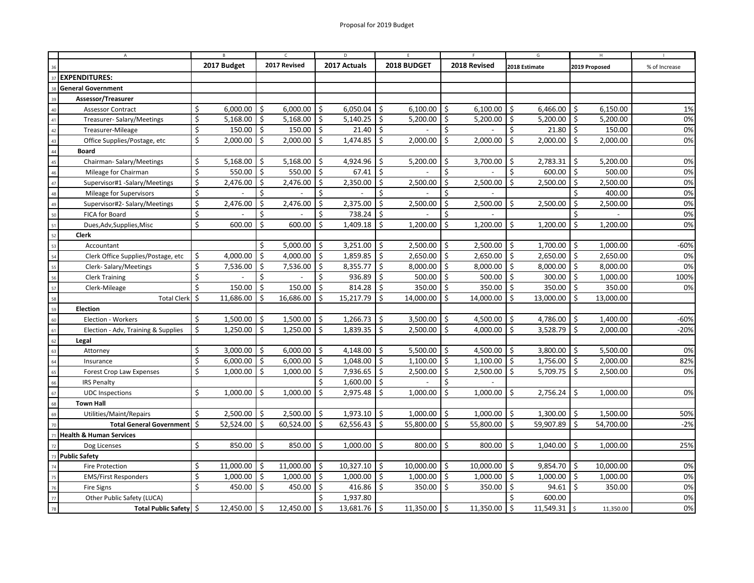Proposal for 2019 Budget

| A | B | C | D | E | F | G | H | I |
|---|---|---|---|---|---|---|---|---|
| | 2017 Budget | 2017 Revised | 2017 Actuals | 2018 BUDGET | 2018 Revised | 2018 Estimate | 2019 Proposed | % of Increase |
| **EXPENDITURES:** | | | | | | | | |
| **General Government** | | | | | | | | |
| **Assessor/Treasurer** | | | | | | | | |
| Assessor Contract | $ 6,000.00 | $ 6,000.00 | $ 6,050.04 | $ 6,100.00 | $ 6,100.00 | $ 6,466.00 | $ 6,150.00 | 1% |
| Treasurer- Salary/Meetings | $ 5,168.00 | $ 5,168.00 | $ 5,140.25 | $ 5,200.00 | $ 5,200.00 | $ 5,200.00 | $ 5,200.00 | 0% |
| Treasurer-Mileage | $ 150.00 | $ 150.00 | $ 21.40 | $ - | $ - | $ 21.80 | $ 150.00 | 0% |
| Office Supplies/Postage, etc | $ 2,000.00 | $ 2,000.00 | $ 1,474.85 | $ 2,000.00 | $ 2,000.00 | $ 2,000.00 | $ 2,000.00 | 0% |
| **Board** | | | | | | | | |
| Chairman- Salary/Meetings | $ 5,168.00 | $ 5,168.00 | $ 4,924.96 | $ 5,200.00 | $ 3,700.00 | $ 2,783.31 | $ 5,200.00 | 0% |
| Mileage for Chairman | $ 550.00 | $ 550.00 | $ 67.41 | $ - | $ - | $ 600.00 | $ 500.00 | 0% |
| Supervisor#1 -Salary/Meetings | $ 2,476.00 | $ 2,476.00 | $ 2,350.00 | $ 2,500.00 | $ 2,500.00 | $ 2,500.00 | $ 2,500.00 | 0% |
| Mileage for Supervisors | $ - | $ - | $ - | $ - | $ - | | $ 400.00 | 0% |
| Supervisor#2- Salary/Meetings | $ 2,476.00 | $ 2,476.00 | $ 2,375.00 | $ 2,500.00 | $ 2,500.00 | $ 2,500.00 | $ 2,500.00 | 0% |
| FICA for Board | $ - | $ - | $ 738.24 | $ - | $ - | | $ - | 0% |
| Dues,Adv,Supplies,Misc | $ 600.00 | $ 600.00 | $ 1,409.18 | $ 1,200.00 | $ 1,200.00 | $ 1,200.00 | $ 1,200.00 | 0% |
| **Clerk** | | | | | | | | |
| Accountant | | $ 5,000.00 | $ 3,251.00 | $ 2,500.00 | $ 2,500.00 | $ 1,700.00 | $ 1,000.00 | -60% |
| Clerk Office Supplies/Postage, etc | $ 4,000.00 | $ 4,000.00 | $ 1,859.85 | $ 2,650.00 | $ 2,650.00 | $ 2,650.00 | $ 2,650.00 | 0% |
| Clerk- Salary/Meetings | $ 7,536.00 | $ 7,536.00 | $ 8,355.77 | $ 8,000.00 | $ 8,000.00 | $ 8,000.00 | $ 8,000.00 | 0% |
| Clerk Training | $ - | $ - | $ 936.89 | $ 500.00 | $ 500.00 | $ 300.00 | $ 1,000.00 | 100% |
| Clerk-Mileage | $ 150.00 | $ 150.00 | $ 814.28 | $ 350.00 | $ 350.00 | $ 350.00 | $ 350.00 | 0% |
| Total Clerk | $ 11,686.00 | $ 16,686.00 | $ 15,217.79 | $ 14,000.00 | $ 14,000.00 | $ 13,000.00 | $ 13,000.00 | |
| **Election** | | | | | | | | |
| Election - Workers | $ 1,500.00 | $ 1,500.00 | $ 1,266.73 | $ 3,500.00 | $ 4,500.00 | $ 4,786.00 | $ 1,400.00 | -60% |
| Election - Adv, Training & Supplies | $ 1,250.00 | $ 1,250.00 | $ 1,839.35 | $ 2,500.00 | $ 4,000.00 | $ 3,528.79 | $ 2,000.00 | -20% |
| **Legal** | | | | | | | | |
| Attorney | $ 3,000.00 | $ 6,000.00 | $ 4,148.00 | $ 5,500.00 | $ 4,500.00 | $ 3,800.00 | $ 5,500.00 | 0% |
| Insurance | $ 6,000.00 | $ 6,000.00 | $ 1,048.00 | $ 1,100.00 | $ 1,100.00 | $ 1,756.00 | $ 2,000.00 | 82% |
| Forest Crop Law Expenses | $ 1,000.00 | $ 1,000.00 | $ 7,936.65 | $ 2,500.00 | $ 2,500.00 | $ 5,709.75 | $ 2,500.00 | 0% |
| IRS Penalty | | | $ 1,600.00 | $ - | $ - | | | |
| UDC Inspections | $ 1,000.00 | $ 1,000.00 | $ 2,975.48 | $ 1,000.00 | $ 1,000.00 | $ 2,756.24 | $ 1,000.00 | 0% |
| **Town Hall** | | | | | | | | |
| Utilities/Maint/Repairs | $ 2,500.00 | $ 2,500.00 | $ 1,973.10 | $ 1,000.00 | $ 1,000.00 | $ 1,300.00 | $ 1,500.00 | 50% |
| **Total General Government** | $ 52,524.00 | $ 60,524.00 | $ 62,556.43 | $ 55,800.00 | $ 55,800.00 | $ 59,907.89 | $ 54,700.00 | -2% |
| **Health & Human Services** | | | | | | | | |
| Dog Licenses | $ 850.00 | $ 850.00 | $ 1,000.00 | $ 800.00 | $ 800.00 | $ 1,040.00 | $ 1,000.00 | 25% |
| **Public Safety** | | | | | | | | |
| Fire Protection | $ 11,000.00 | $ 11,000.00 | $ 10,327.10 | $ 10,000.00 | $ 10,000.00 | $ 9,854.70 | $ 10,000.00 | 0% |
| EMS/First Responders | $ 1,000.00 | $ 1,000.00 | $ 1,000.00 | $ 1,000.00 | $ 1,000.00 | $ 1,000.00 | $ 1,000.00 | 0% |
| Fire Signs | $ 450.00 | $ 450.00 | $ 416.86 | $ 350.00 | $ 350.00 | $ 94.61 | $ 350.00 | 0% |
| Other Public Safety (LUCA) | | | $ 1,937.80 | | | $ 600.00 | | 0% |
| **Total Public Safety** | $ 12,450.00 | $ 12,450.00 | $ 13,681.76 | $ 11,350.00 | $ 11,350.00 | $ 11,549.31 | $ 11,350.00 | 0% |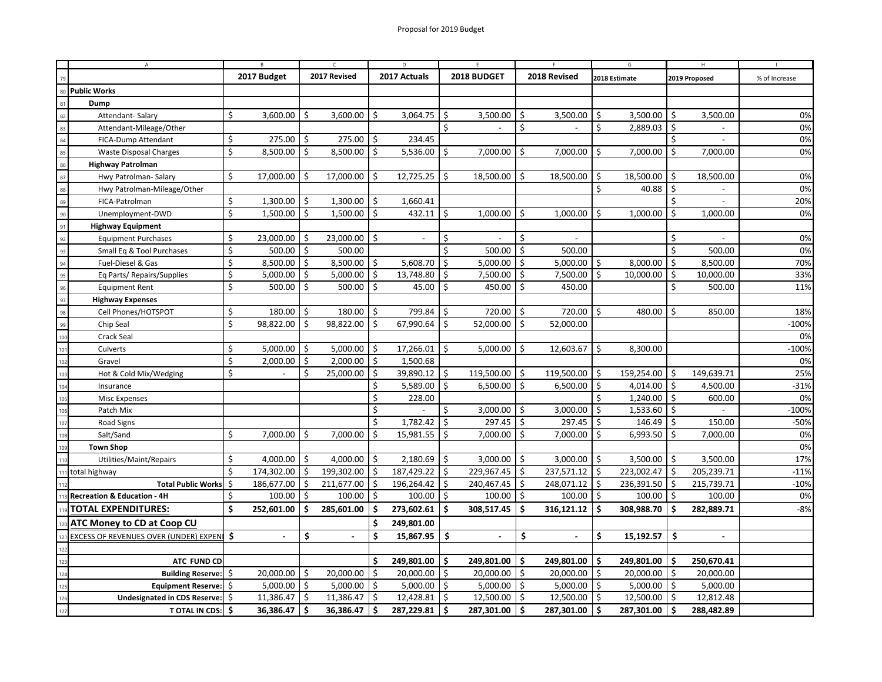Proposal for 2019 Budget

| | 2017 Budget | 2017 Revised | 2017 Actuals | 2018 BUDGET | 2018 Revised | 2018 Estimate | 2019 Proposed | % of Increase |
|---|---|---|---|---|---|---|---|---|
| **Public Works** | | | | | | | | |
| **Dump** | | | | | | | | |
| Attendant- Salary | $ 3,600.00 | $ 3,600.00 | $ 3,064.75 | $ 3,500.00 | $ 3,500.00 | $ 3,500.00 | $ 3,500.00 | 0% |
| Attendant-Mileage/Other | | | | $ - | $ - | $ 2,889.03 | $ - | 0% |
| FICA-Dump Attendant | $ 275.00 | $ 275.00 | $ 234.45 | | | | $ - | 0% |
| Waste Disposal Charges | $ 8,500.00 | $ 8,500.00 | $ 5,536.00 | $ 7,000.00 | $ 7,000.00 | $ 7,000.00 | $ 7,000.00 | 0% |
| **Highway Patrolman** | | | | | | | | |
| Hwy Patrolman- Salary | $ 17,000.00 | $ 17,000.00 | $ 12,725.25 | $ 18,500.00 | $ 18,500.00 | $ 18,500.00 | $ 18,500.00 | 0% |
| Hwy Patrolman-Mileage/Other | | | | | | $ 40.88 | $ - | 0% |
| FICA-Patrolman | $ 1,300.00 | $ 1,300.00 | $ 1,660.41 | | | | $ - | 20% |
| Unemployment-DWD | $ 1,500.00 | $ 1,500.00 | $ 432.11 | $ 1,000.00 | $ 1,000.00 | $ 1,000.00 | $ 1,000.00 | 0% |
| **Highway Equipment** | | | | | | | | |
| Equipment Purchases | $ 23,000.00 | $ 23,000.00 | $ - | $ - | $ - | | $ - | 0% |
| Small Eq & Tool Purchases | $ 500.00 | $ 500.00 | | $ 500.00 | $ 500.00 | | $ 500.00 | 0% |
| Fuel-Diesel & Gas | $ 8,500.00 | $ 8,500.00 | $ 5,608.70 | $ 5,000.00 | $ 5,000.00 | $ 8,000.00 | $ 8,500.00 | 70% |
| Eq Parts/ Repairs/Supplies | $ 5,000.00 | $ 5,000.00 | $ 13,748.80 | $ 7,500.00 | $ 7,500.00 | $ 10,000.00 | $ 10,000.00 | 33% |
| Equipment Rent | $ 500.00 | $ 500.00 | $ 45.00 | $ 450.00 | $ 450.00 | | $ 500.00 | 11% |
| **Highway Expenses** | | | | | | | | |
| Cell Phones/HOTSPOT | $ 180.00 | $ 180.00 | $ 799.84 | $ 720.00 | $ 720.00 | $ 480.00 | $ 850.00 | 18% |
| Chip Seal | $ 98,822.00 | $ 98,822.00 | $ 67,990.64 | $ 52,000.00 | $ 52,000.00 | | | -100% |
| Crack Seal | | | | | | | | 0% |
| Culverts | $ 5,000.00 | $ 5,000.00 | $ 17,266.01 | $ 5,000.00 | $ 12,603.67 | $ 8,300.00 | | -100% |
| Gravel | $ 2,000.00 | $ 2,000.00 | $ 1,500.68 | | | | | 0% |
| Hot & Cold Mix/Wedging | $ - | $ 25,000.00 | $ 39,890.12 | $ 119,500.00 | $ 119,500.00 | $ 159,254.00 | $ 149,639.71 | 25% |
| Insurance | | | $ 5,589.00 | $ 6,500.00 | $ 6,500.00 | $ 4,014.00 | $ 4,500.00 | -31% |
| Misc Expenses | | | $ 228.00 | | | $ 1,240.00 | $ 600.00 | 0% |
| Patch Mix | | | $ - | $ 3,000.00 | $ 3,000.00 | $ 1,533.60 | $ - | -100% |
| Road Signs | | | $ 1,782.42 | $ 297.45 | $ 297.45 | $ 146.49 | $ 150.00 | -50% |
| Salt/Sand | $ 7,000.00 | $ 7,000.00 | $ 15,981.55 | $ 7,000.00 | $ 7,000.00 | $ 6,993.50 | $ 7,000.00 | 0% |
| **Town Shop** | | | | | | | | 0% |
| Utilities/Maint/Repairs | $ 4,000.00 | $ 4,000.00 | $ 2,180.69 | $ 3,000.00 | $ 3,000.00 | $ 3,500.00 | $ 3,500.00 | 17% |
| total highway | $ 174,302.00 | $ 199,302.00 | $ 187,429.22 | $ 229,967.45 | $ 237,571.12 | $ 223,002.47 | $ 205,239.71 | -11% |
| **Total Public Works** | $ 186,677.00 | $ 211,677.00 | $ 196,264.42 | $ 240,467.45 | $ 248,071.12 | $ 236,391.50 | $ 215,739.71 | -10% |
| **Recreation & Education - 4H** | $ 100.00 | $ 100.00 | $ 100.00 | $ 100.00 | $ 100.00 | $ 100.00 | $ 100.00 | 0% |
| **TOTAL EXPENDITURES:** | **$ 252,601.00** | **$ 285,601.00** | **$ 273,602.61** | **$ 308,517.45** | **$ 316,121.12** | **$ 308,988.70** | **$ 282,889.71** | -8% |
| **ATC Money to CD at Coop CU** | | | **$ 249,801.00** | | | | | |
| EXCESS OF REVENUES OVER (UNDER) EXPENI | **$ -** | **$ -** | **$ 15,867.95** | **$ -** | **$ -** | **$ 15,192.57** | **$ -** | |
| | | | | | | | | |
| **ATC FUND CD** | | | **$ 249,801.00** | **$ 249,801.00** | **$ 249,801.00** | **$ 249,801.00** | **$ 250,670.41** | |
| **Building Reserve:** | $ 20,000.00 | $ 20,000.00 | $ 20,000.00 | $ 20,000.00 | $ 20,000.00 | $ 20,000.00 | $ 20,000.00 | |
| **Equipment Reserve:** | $ 5,000.00 | $ 5,000.00 | $ 5,000.00 | $ 5,000.00 | $ 5,000.00 | $ 5,000.00 | $ 5,000.00 | |
| **Undesignated in CDS Reserve:** | $ 11,386.47 | $ 11,386.47 | $ 12,428.81 | $ 12,500.00 | $ 12,500.00 | $ 12,500.00 | $ 12,812.48 | |
| **T OTAL IN CDS:** | **$ 36,386.47** | **$ 36,386.47** | **$ 287,229.81** | **$ 287,301.00** | **$ 287,301.00** | **$ 287,301.00** | **$ 288,482.89** | |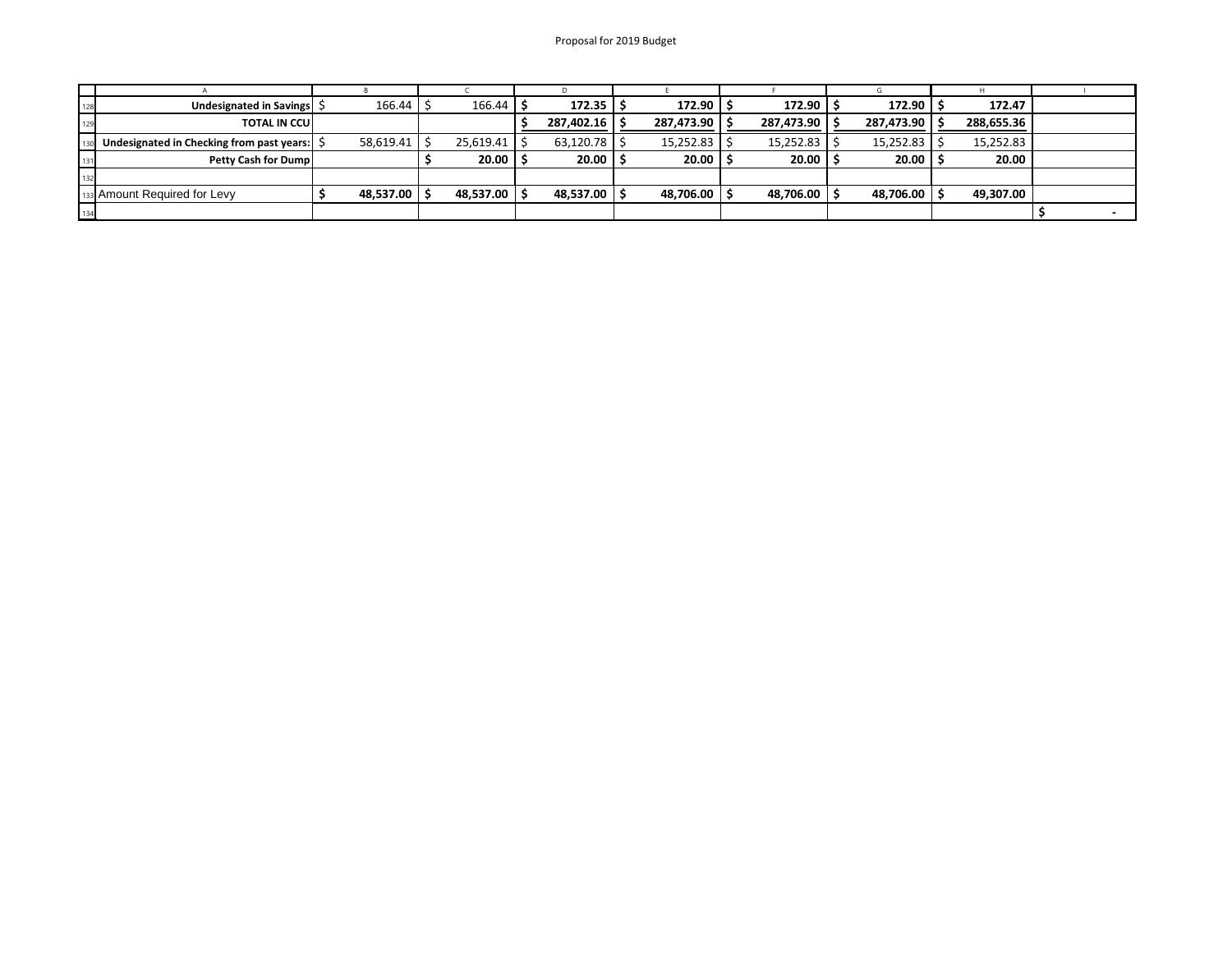Proposal for 2019 Budget

| | A | B | C | D | E | F | G | H | I |
|---|---|---|---|---|---|---|---|---|---|
| 128 | **Undesignated in Savings** | $ 166.44 | $ 166.44 | **$ 172.35** | **$ 172.90** | **$ 172.90** | **$ 172.90** | **$ 172.47** | |
| 129 | **TOTAL IN CCU** | | | **$ 287,402.16** | **$ 287,473.90** | **$ 287,473.90** | **$ 287,473.90** | **$ 288,655.36** | |
| 130 | **Undesignated in Checking from past years:** | $ 58,619.41 | $ 25,619.41 | $ 63,120.78 | $ 15,252.83 | $ 15,252.83 | $ 15,252.83 | $ 15,252.83 | |
| 131 | **Petty Cash for Dump** | | **$ 20.00** | **$ 20.00** | **$ 20.00** | **$ 20.00** | **$ 20.00** | **$ 20.00** | |
| 132 | | | | | | | | | |
| 133 | Amount Required for Levy | **$ 48,537.00** | **$ 48,537.00** | **$ 48,537.00** | **$ 48,706.00** | **$ 48,706.00** | **$ 48,706.00** | **$ 49,307.00** | |
| 134 | | | | | | | | | **$ -** |